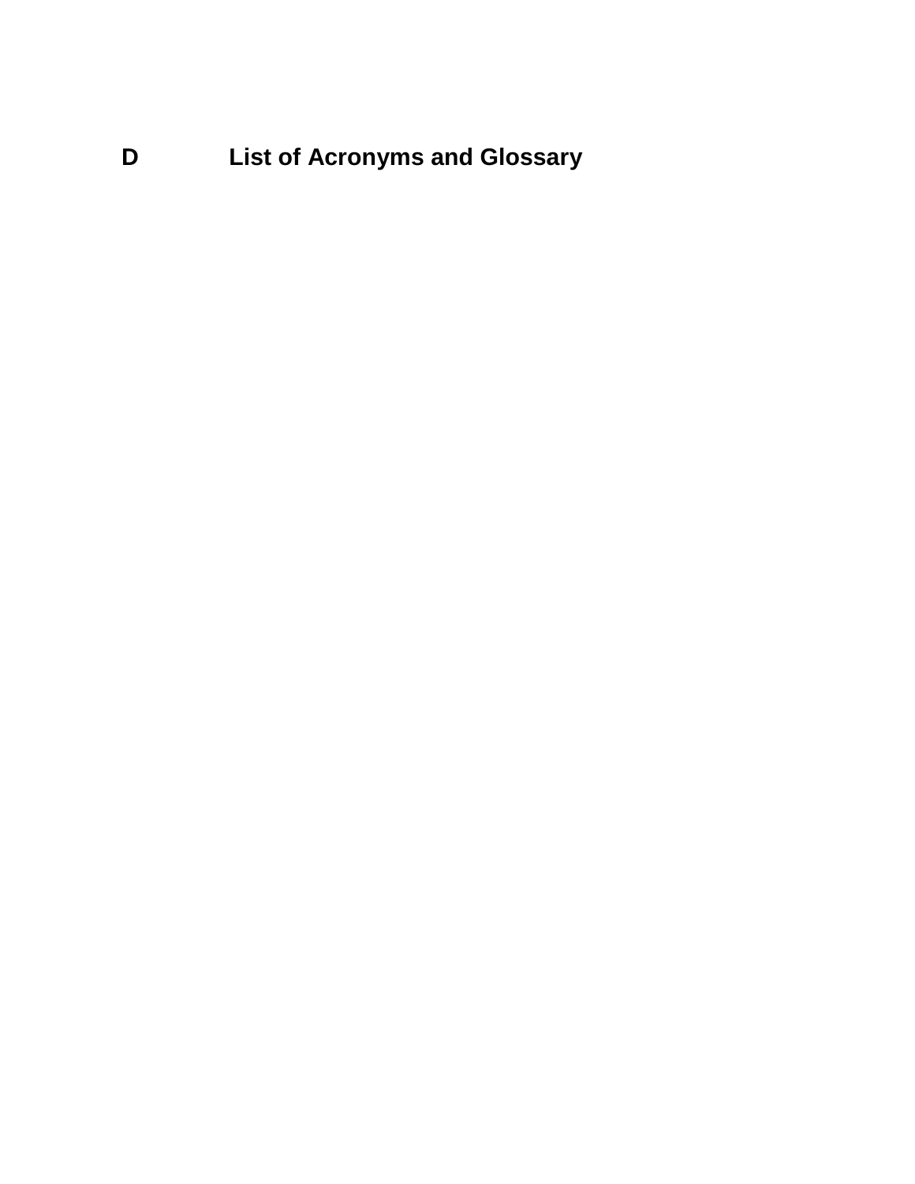# D List of Acronyms and Glossary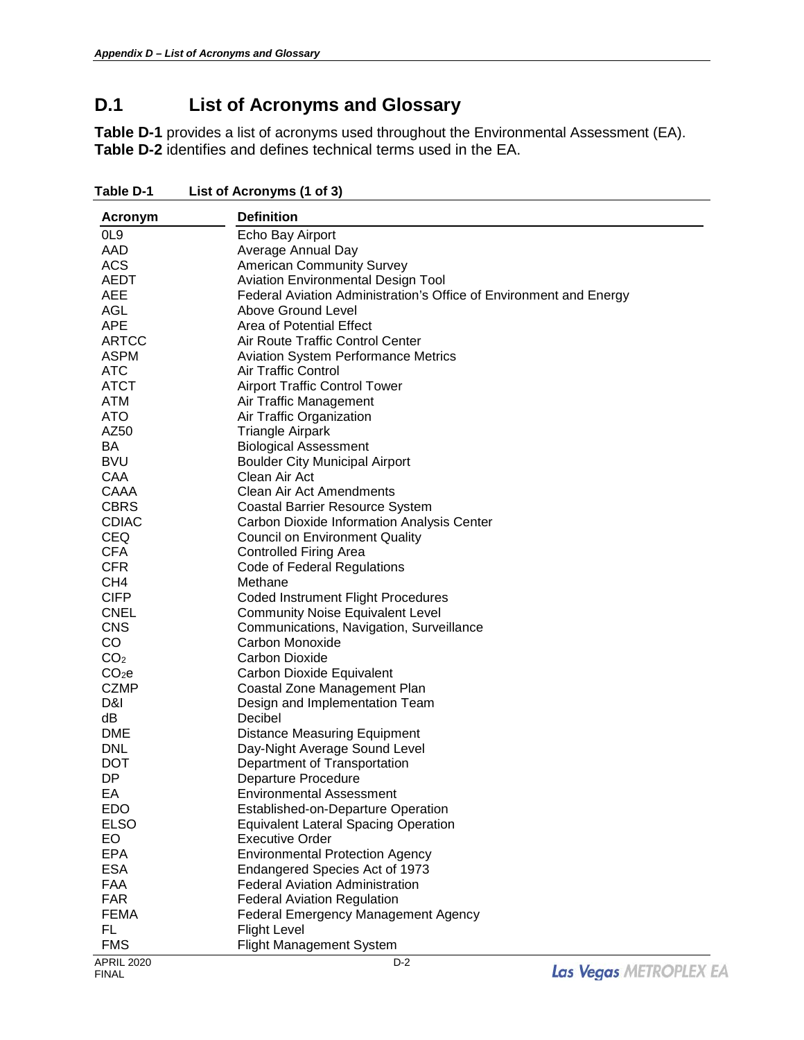# D.1 List of Acronyms and Glossary

**Table D-1** provides a list of acronyms used throughout the Environmental Assessment (EA). **Table D-2** identifies and defines technical terms used in the EA.

**Table D-1 List of Acronyms (1 of 3)**

| Acronym | Definition |
|---|---|
| 0L9 | Echo Bay Airport |
| AAD | Average Annual Day |
| ACS | American Community Survey |
| AEDT | Aviation Environmental Design Tool |
| AEE | Federal Aviation Administration's Office of Environment and Energy |
| AGL | Above Ground Level |
| APE | Area of Potential Effect |
| ARTCC | Air Route Traffic Control Center |
| ASPM | Aviation System Performance Metrics |
| ATC | Air Traffic Control |
| ATCT | Airport Traffic Control Tower |
| ATM | Air Traffic Management |
| ATO | Air Traffic Organization |
| AZ50 | Triangle Airpark |
| BA | Biological Assessment |
| BVU | Boulder City Municipal Airport |
| CAA | Clean Air Act |
| CAAA | Clean Air Act Amendments |
| CBRS | Coastal Barrier Resource System |
| CDIAC | Carbon Dioxide Information Analysis Center |
| CEQ | Council on Environment Quality |
| CFA | Controlled Firing Area |
| CFR | Code of Federal Regulations |
| CH4 | Methane |
| CIFP | Coded Instrument Flight Procedures |
| CNEL | Community Noise Equivalent Level |
| CNS | Communications, Navigation, Surveillance |
| CO | Carbon Monoxide |
| $CO_2$ | Carbon Dioxide |
| $CO_2e$ | Carbon Dioxide Equivalent |
| CZMP | Coastal Zone Management Plan |
| D&I | Design and Implementation Team |
| dB | Decibel |
| DME | Distance Measuring Equipment |
| DNL | Day-Night Average Sound Level |
| DOT | Department of Transportation |
| DP | Departure Procedure |
| EA | Environmental Assessment |
| EDO | Established-on-Departure Operation |
| ELSO | Equivalent Lateral Spacing Operation |
| EO | Executive Order |
| EPA | Environmental Protection Agency |
| ESA | Endangered Species Act of 1973 |
| FAA | Federal Aviation Administration |
| FAR | Federal Aviation Regulation |
| FEMA | Federal Emergency Management Agency |
| FL | Flight Level |
| FMS | Flight Management System |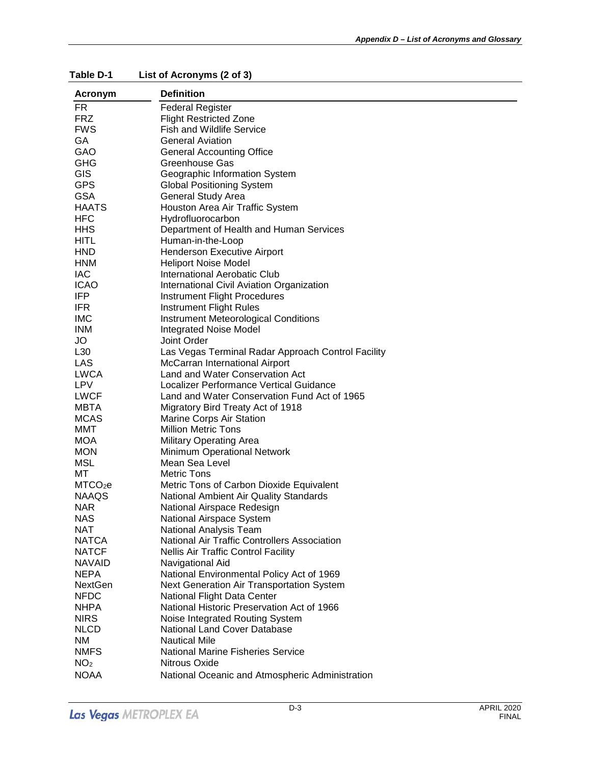**Table D-1 List of Acronyms (2 of 3)**

| Acronym | Definition |
|---|---|
| FR | Federal Register |
| FRZ | Flight Restricted Zone |
| FWS | Fish and Wildlife Service |
| GA | General Aviation |
| GAO | General Accounting Office |
| GHG | Greenhouse Gas |
| GIS | Geographic Information System |
| GPS | Global Positioning System |
| GSA | General Study Area |
| HAATS | Houston Area Air Traffic System |
| HFC | Hydrofluorocarbon |
| HHS | Department of Health and Human Services |
| HITL | Human-in-the-Loop |
| HND | Henderson Executive Airport |
| HNM | Heliport Noise Model |
| IAC | International Aerobatic Club |
| ICAO | International Civil Aviation Organization |
| IFP | Instrument Flight Procedures |
| IFR | Instrument Flight Rules |
| IMC | Instrument Meteorological Conditions |
| INM | Integrated Noise Model |
| JO | Joint Order |
| L30 | Las Vegas Terminal Radar Approach Control Facility |
| LAS | McCarran International Airport |
| LWCA | Land and Water Conservation Act |
| LPV | Localizer Performance Vertical Guidance |
| LWCF | Land and Water Conservation Fund Act of 1965 |
| MBTA | Migratory Bird Treaty Act of 1918 |
| MCAS | Marine Corps Air Station |
| MMT | Million Metric Tons |
| MOA | Military Operating Area |
| MON | Minimum Operational Network |
| MSL | Mean Sea Level |
| MT | Metric Tons |
| $MTCO_2e$ | Metric Tons of Carbon Dioxide Equivalent |
| NAAQS | National Ambient Air Quality Standards |
| NAR | National Airspace Redesign |
| NAS | National Airspace System |
| NAT | National Analysis Team |
| NATCA | National Air Traffic Controllers Association |
| NATCF | Nellis Air Traffic Control Facility |
| NAVAID | Navigational Aid |
| NEPA | National Environmental Policy Act of 1969 |
| NextGen | Next Generation Air Transportation System |
| NFDC | National Flight Data Center |
| NHPA | National Historic Preservation Act of 1966 |
| NIRS | Noise Integrated Routing System |
| NLCD | National Land Cover Database |
| NM | Nautical Mile |
| NMFS | National Marine Fisheries Service |
| $NO_2$ | Nitrous Oxide |
| NOAA | National Oceanic and Atmospheric Administration |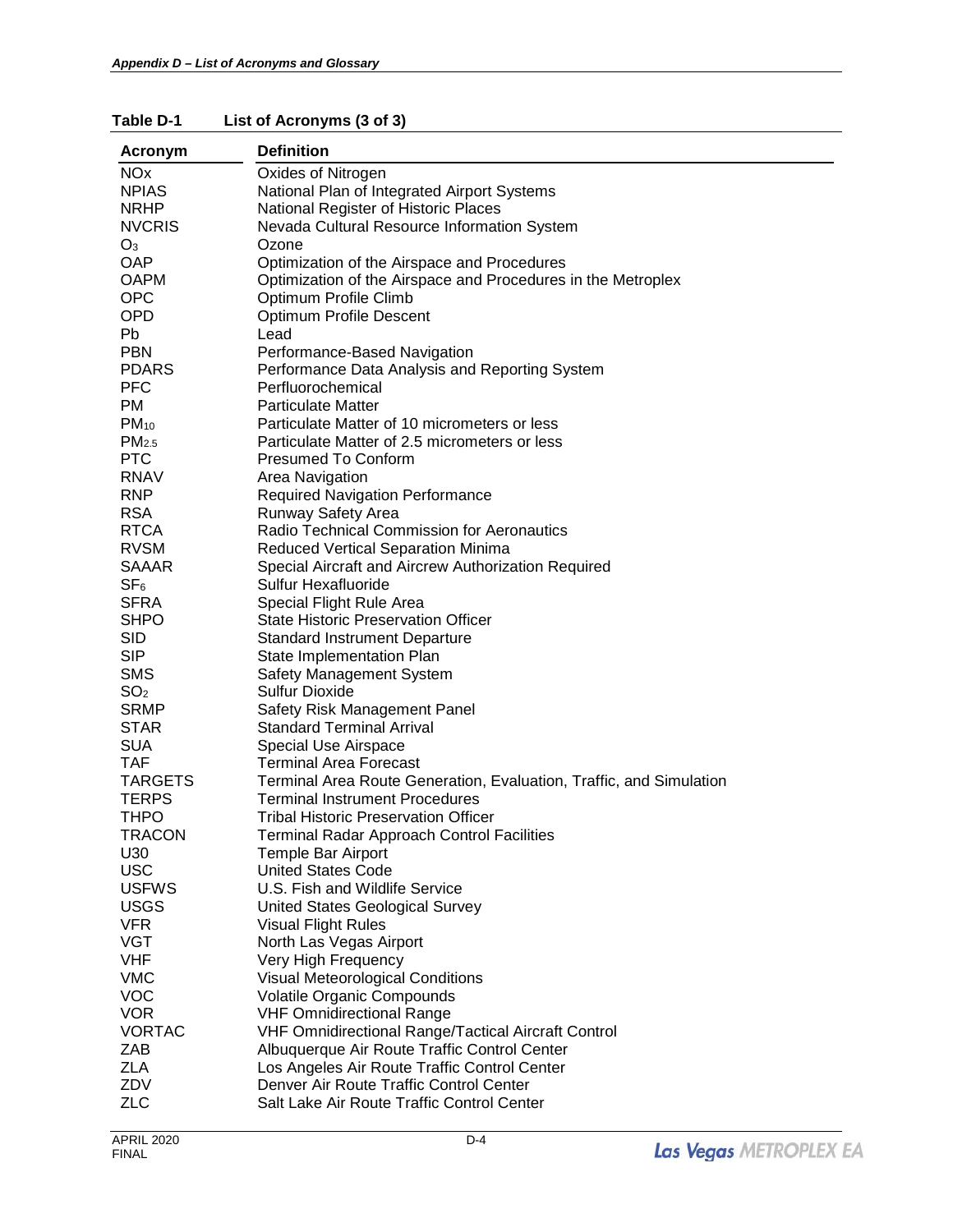**Table D-1 List of Acronyms (3 of 3)**

| Acronym | Definition |
|---|---|
| NOx | Oxides of Nitrogen |
| NPIAS | National Plan of Integrated Airport Systems |
| NRHP | National Register of Historic Places |
| NVCRIS | Nevada Cultural Resource Information System |
| $O_3$ | Ozone |
| OAP | Optimization of the Airspace and Procedures |
| OAPM | Optimization of the Airspace and Procedures in the Metroplex |
| OPC | Optimum Profile Climb |
| OPD | Optimum Profile Descent |
| Pb | Lead |
| PBN | Performance-Based Navigation |
| PDARS | Performance Data Analysis and Reporting System |
| PFC | Perfluorochemical |
| PM | Particulate Matter |
| $PM_{10}$ | Particulate Matter of 10 micrometers or less |
| $PM_{2.5}$ | Particulate Matter of 2.5 micrometers or less |
| PTC | Presumed To Conform |
| RNAV | Area Navigation |
| RNP | Required Navigation Performance |
| RSA | Runway Safety Area |
| RTCA | Radio Technical Commission for Aeronautics |
| RVSM | Reduced Vertical Separation Minima |
| SAAAR | Special Aircraft and Aircrew Authorization Required |
| $SF_6$ | Sulfur Hexafluoride |
| SFRA | Special Flight Rule Area |
| SHPO | State Historic Preservation Officer |
| SID | Standard Instrument Departure |
| SIP | State Implementation Plan |
| SMS | Safety Management System |
| $SO_2$ | Sulfur Dioxide |
| SRMP | Safety Risk Management Panel |
| STAR | Standard Terminal Arrival |
| SUA | Special Use Airspace |
| TAF | Terminal Area Forecast |
| TARGETS | Terminal Area Route Generation, Evaluation, Traffic, and Simulation |
| TERPS | Terminal Instrument Procedures |
| THPO | Tribal Historic Preservation Officer |
| TRACON | Terminal Radar Approach Control Facilities |
| U30 | Temple Bar Airport |
| USC | United States Code |
| USFWS | U.S. Fish and Wildlife Service |
| USGS | United States Geological Survey |
| VFR | Visual Flight Rules |
| VGT | North Las Vegas Airport |
| VHF | Very High Frequency |
| VMC | Visual Meteorological Conditions |
| VOC | Volatile Organic Compounds |
| VOR | VHF Omnidirectional Range |
| VORTAC | VHF Omnidirectional Range/Tactical Aircraft Control |
| ZAB | Albuquerque Air Route Traffic Control Center |
| ZLA | Los Angeles Air Route Traffic Control Center |
| ZDV | Denver Air Route Traffic Control Center |
| ZLC | Salt Lake Air Route Traffic Control Center |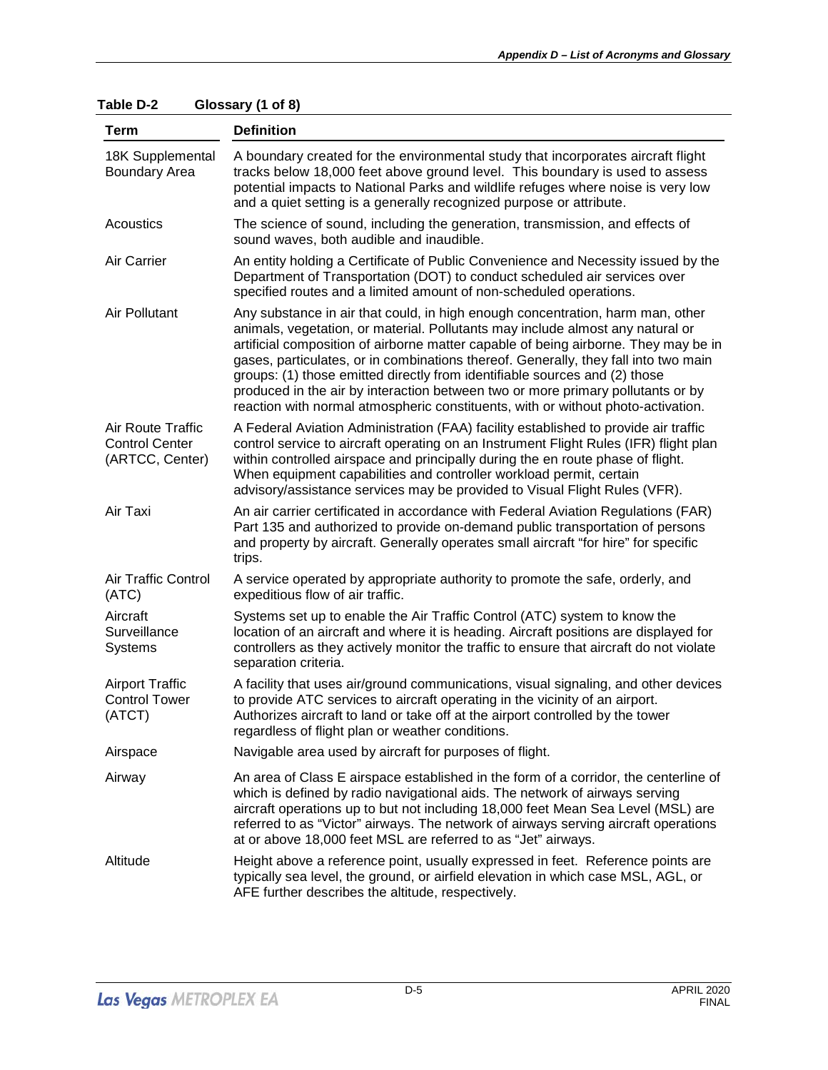**Table D-2 Glossary (1 of 8)**

| Term | Definition |
| --- | --- |
| 18K Supplemental Boundary Area | A boundary created for the environmental study that incorporates aircraft flight tracks below 18,000 feet above ground level. This boundary is used to assess potential impacts to National Parks and wildlife refuges where noise is very low and a quiet setting is a generally recognized purpose or attribute. |
| Acoustics | The science of sound, including the generation, transmission, and effects of sound waves, both audible and inaudible. |
| Air Carrier | An entity holding a Certificate of Public Convenience and Necessity issued by the Department of Transportation (DOT) to conduct scheduled air services over specified routes and a limited amount of non-scheduled operations. |
| Air Pollutant | Any substance in air that could, in high enough concentration, harm man, other animals, vegetation, or material. Pollutants may include almost any natural or artificial composition of airborne matter capable of being airborne. They may be in gases, particulates, or in combinations thereof. Generally, they fall into two main groups: (1) those emitted directly from identifiable sources and (2) those produced in the air by interaction between two or more primary pollutants or by reaction with normal atmospheric constituents, with or without photo-activation. |
| Air Route Traffic Control Center (ARTCC, Center) | A Federal Aviation Administration (FAA) facility established to provide air traffic control service to aircraft operating on an Instrument Flight Rules (IFR) flight plan within controlled airspace and principally during the en route phase of flight. When equipment capabilities and controller workload permit, certain advisory/assistance services may be provided to Visual Flight Rules (VFR). |
| Air Taxi | An air carrier certificated in accordance with Federal Aviation Regulations (FAR) Part 135 and authorized to provide on-demand public transportation of persons and property by aircraft. Generally operates small aircraft "for hire" for specific trips. |
| Air Traffic Control (ATC) | A service operated by appropriate authority to promote the safe, orderly, and expeditious flow of air traffic. |
| Aircraft Surveillance Systems | Systems set up to enable the Air Traffic Control (ATC) system to know the location of an aircraft and where it is heading. Aircraft positions are displayed for controllers as they actively monitor the traffic to ensure that aircraft do not violate separation criteria. |
| Airport Traffic Control Tower (ATCT) | A facility that uses air/ground communications, visual signaling, and other devices to provide ATC services to aircraft operating in the vicinity of an airport. Authorizes aircraft to land or take off at the airport controlled by the tower regardless of flight plan or weather conditions. |
| Airspace | Navigable area used by aircraft for purposes of flight. |
| Airway | An area of Class E airspace established in the form of a corridor, the centerline of which is defined by radio navigational aids. The network of airways serving aircraft operations up to but not including 18,000 feet Mean Sea Level (MSL) are referred to as "Victor" airways. The network of airways serving aircraft operations at or above 18,000 feet MSL are referred to as "Jet" airways. |
| Altitude | Height above a reference point, usually expressed in feet. Reference points are typically sea level, the ground, or airfield elevation in which case MSL, AGL, or AFE further describes the altitude, respectively. |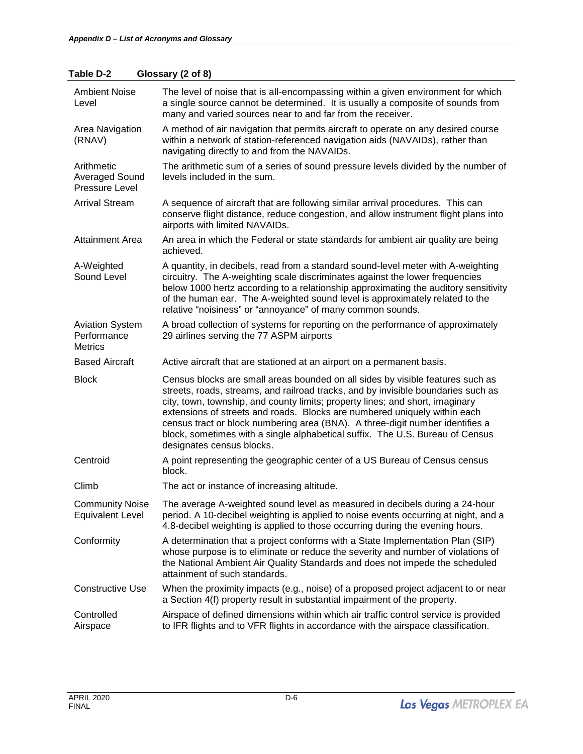**Table D-2 Glossary (2 of 8)**

| Term | Definition |
|---|---|
| Ambient Noise Level | The level of noise that is all-encompassing within a given environment for which a single source cannot be determined. It is usually a composite of sounds from many and varied sources near to and far from the receiver. |
| Area Navigation (RNAV) | A method of air navigation that permits aircraft to operate on any desired course within a network of station-referenced navigation aids (NAVAIDs), rather than navigating directly to and from the NAVAIDs. |
| Arithmetic Averaged Sound Pressure Level | The arithmetic sum of a series of sound pressure levels divided by the number of levels included in the sum. |
| Arrival Stream | A sequence of aircraft that are following similar arrival procedures. This can conserve flight distance, reduce congestion, and allow instrument flight plans into airports with limited NAVAIDs. |
| Attainment Area | An area in which the Federal or state standards for ambient air quality are being achieved. |
| A-Weighted Sound Level | A quantity, in decibels, read from a standard sound-level meter with A-weighting circuitry. The A-weighting scale discriminates against the lower frequencies below 1000 hertz according to a relationship approximating the auditory sensitivity of the human ear. The A-weighted sound level is approximately related to the relative "noisiness" or "annoyance" of many common sounds. |
| Aviation System Performance Metrics | A broad collection of systems for reporting on the performance of approximately 29 airlines serving the 77 ASPM airports |
| Based Aircraft | Active aircraft that are stationed at an airport on a permanent basis. |
| Block | Census blocks are small areas bounded on all sides by visible features such as streets, roads, streams, and railroad tracks, and by invisible boundaries such as city, town, township, and county limits; property lines; and short, imaginary extensions of streets and roads. Blocks are numbered uniquely within each census tract or block numbering area (BNA). A three-digit number identifies a block, sometimes with a single alphabetical suffix. The U.S. Bureau of Census designates census blocks. |
| Centroid | A point representing the geographic center of a US Bureau of Census census block. |
| Climb | The act or instance of increasing altitude. |
| Community Noise Equivalent Level | The average A-weighted sound level as measured in decibels during a 24-hour period. A 10-decibel weighting is applied to noise events occurring at night, and a 4.8-decibel weighting is applied to those occurring during the evening hours. |
| Conformity | A determination that a project conforms with a State Implementation Plan (SIP) whose purpose is to eliminate or reduce the severity and number of violations of the National Ambient Air Quality Standards and does not impede the scheduled attainment of such standards. |
| Constructive Use | When the proximity impacts (e.g., noise) of a proposed project adjacent to or near a Section 4(f) property result in substantial impairment of the property. |
| Controlled Airspace | Airspace of defined dimensions within which air traffic control service is provided to IFR flights and to VFR flights in accordance with the airspace classification. |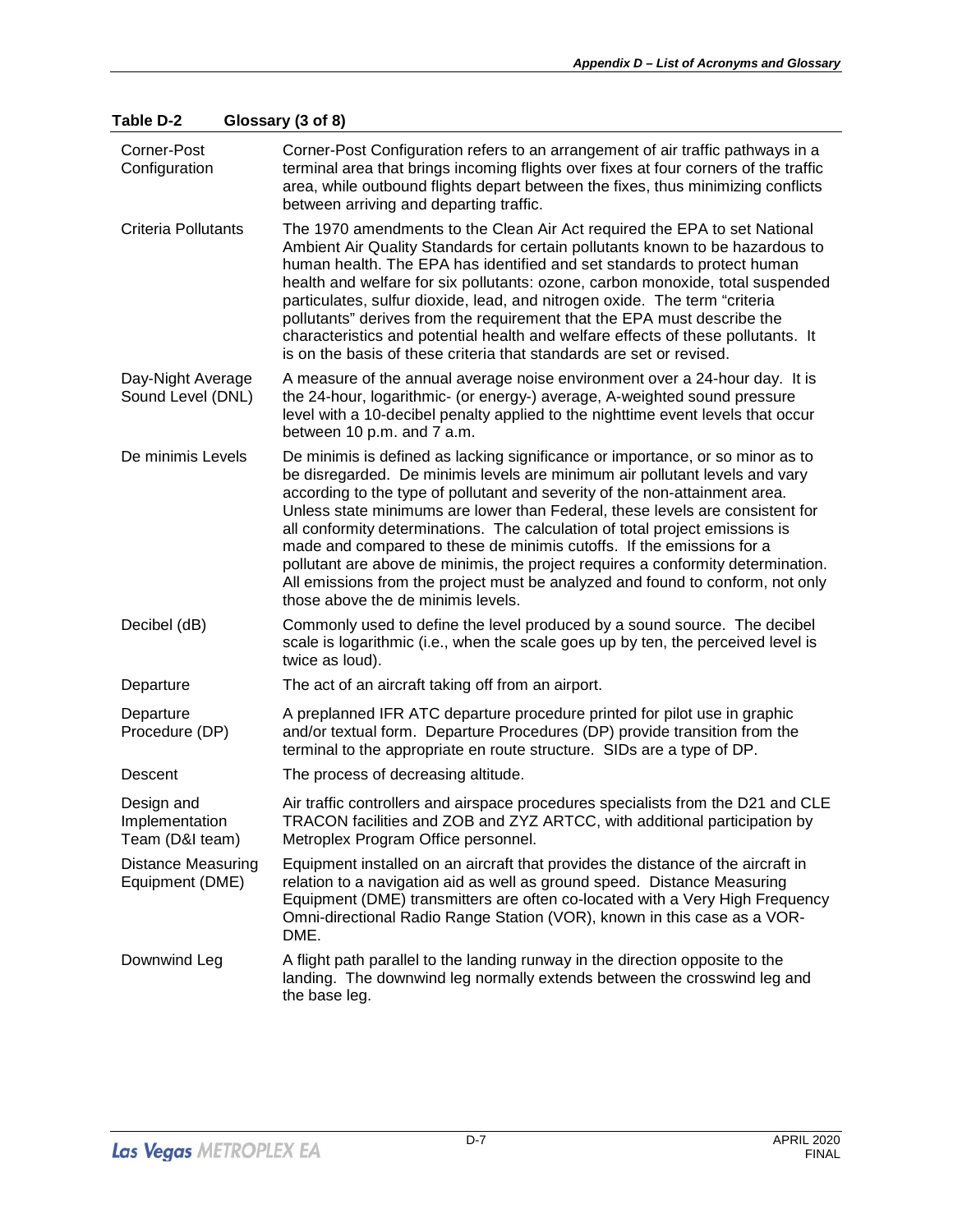**Table D-2 Glossary (3 of 8)**

| Term | Definition |
|---|---|
| Corner-Post Configuration | Corner-Post Configuration refers to an arrangement of air traffic pathways in a terminal area that brings incoming flights over fixes at four corners of the traffic area, while outbound flights depart between the fixes, thus minimizing conflicts between arriving and departing traffic. |
| Criteria Pollutants | The 1970 amendments to the Clean Air Act required the EPA to set National Ambient Air Quality Standards for certain pollutants known to be hazardous to human health. The EPA has identified and set standards to protect human health and welfare for six pollutants: ozone, carbon monoxide, total suspended particulates, sulfur dioxide, lead, and nitrogen oxide. The term "criteria pollutants" derives from the requirement that the EPA must describe the characteristics and potential health and welfare effects of these pollutants. It is on the basis of these criteria that standards are set or revised. |
| Day-Night Average Sound Level (DNL) | A measure of the annual average noise environment over a 24-hour day. It is the 24-hour, logarithmic- (or energy-) average, A-weighted sound pressure level with a 10-decibel penalty applied to the nighttime event levels that occur between 10 p.m. and 7 a.m. |
| De minimis Levels | De minimis is defined as lacking significance or importance, or so minor as to be disregarded. De minimis levels are minimum air pollutant levels and vary according to the type of pollutant and severity of the non-attainment area. Unless state minimums are lower than Federal, these levels are consistent for all conformity determinations. The calculation of total project emissions is made and compared to these de minimis cutoffs. If the emissions for a pollutant are above de minimis, the project requires a conformity determination. All emissions from the project must be analyzed and found to conform, not only those above the de minimis levels. |
| Decibel (dB) | Commonly used to define the level produced by a sound source. The decibel scale is logarithmic (i.e., when the scale goes up by ten, the perceived level is twice as loud). |
| Departure | The act of an aircraft taking off from an airport. |
| Departure Procedure (DP) | A preplanned IFR ATC departure procedure printed for pilot use in graphic and/or textual form. Departure Procedures (DP) provide transition from the terminal to the appropriate en route structure. SIDs are a type of DP. |
| Descent | The process of decreasing altitude. |
| Design and Implementation Team (D&I team) | Air traffic controllers and airspace procedures specialists from the D21 and CLE TRACON facilities and ZOB and ZYZ ARTCC, with additional participation by Metroplex Program Office personnel. |
| Distance Measuring Equipment (DME) | Equipment installed on an aircraft that provides the distance of the aircraft in relation to a navigation aid as well as ground speed. Distance Measuring Equipment (DME) transmitters are often co-located with a Very High Frequency Omni-directional Radio Range Station (VOR), known in this case as a VOR-DME. |
| Downwind Leg | A flight path parallel to the landing runway in the direction opposite to the landing. The downwind leg normally extends between the crosswind leg and the base leg. |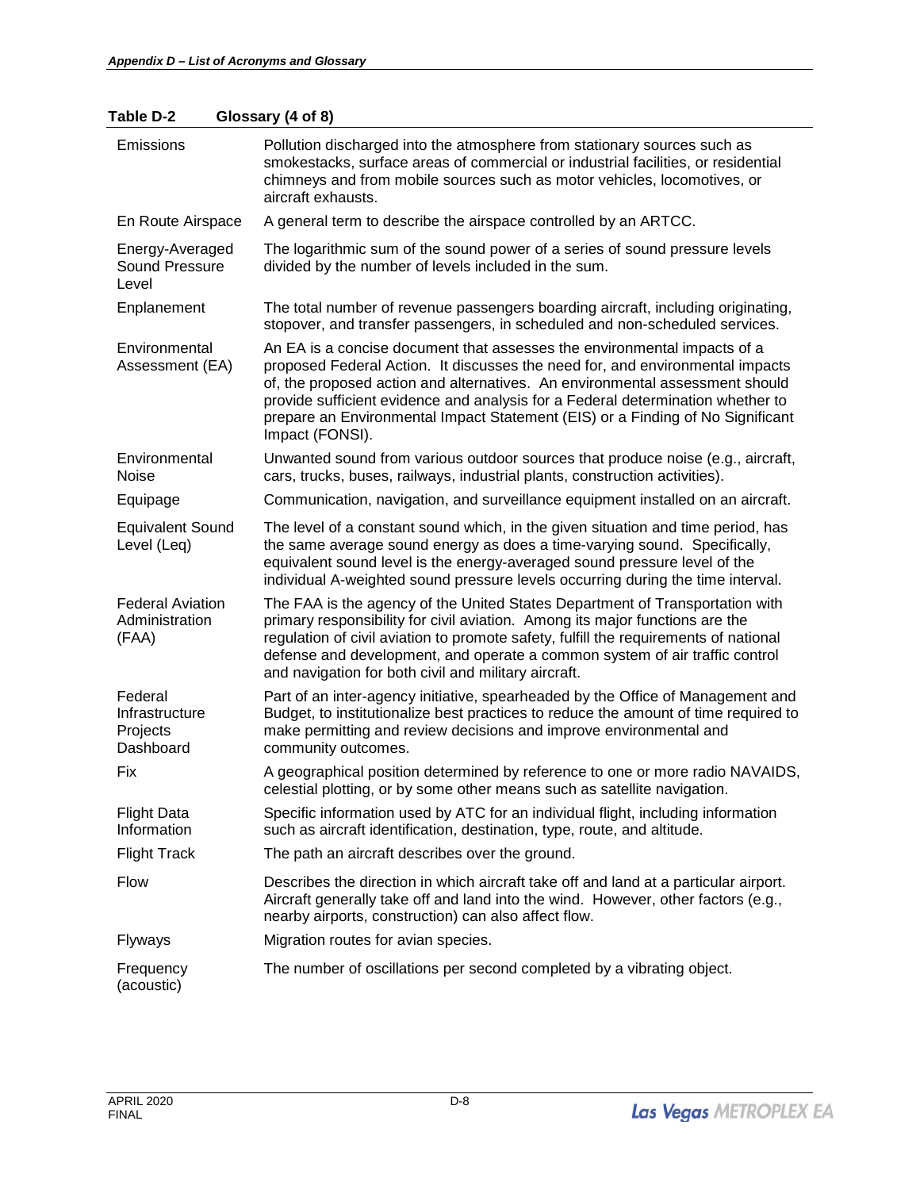**Table D-2 Glossary (4 of 8)**

| Term | Definition |
|---|---|
| Emissions | Pollution discharged into the atmosphere from stationary sources such as smokestacks, surface areas of commercial or industrial facilities, or residential chimneys and from mobile sources such as motor vehicles, locomotives, or aircraft exhausts. |
| En Route Airspace | A general term to describe the airspace controlled by an ARTCC. |
| Energy-Averaged Sound Pressure Level | The logarithmic sum of the sound power of a series of sound pressure levels divided by the number of levels included in the sum. |
| Enplanement | The total number of revenue passengers boarding aircraft, including originating, stopover, and transfer passengers, in scheduled and non-scheduled services. |
| Environmental Assessment (EA) | An EA is a concise document that assesses the environmental impacts of a proposed Federal Action. It discusses the need for, and environmental impacts of, the proposed action and alternatives. An environmental assessment should provide sufficient evidence and analysis for a Federal determination whether to prepare an Environmental Impact Statement (EIS) or a Finding of No Significant Impact (FONSI). |
| Environmental Noise | Unwanted sound from various outdoor sources that produce noise (e.g., aircraft, cars, trucks, buses, railways, industrial plants, construction activities). |
| Equipage | Communication, navigation, and surveillance equipment installed on an aircraft. |
| Equivalent Sound Level (Leq) | The level of a constant sound which, in the given situation and time period, has the same average sound energy as does a time-varying sound. Specifically, equivalent sound level is the energy-averaged sound pressure level of the individual A-weighted sound pressure levels occurring during the time interval. |
| Federal Aviation Administration (FAA) | The FAA is the agency of the United States Department of Transportation with primary responsibility for civil aviation. Among its major functions are the regulation of civil aviation to promote safety, fulfill the requirements of national defense and development, and operate a common system of air traffic control and navigation for both civil and military aircraft. |
| Federal Infrastructure Projects Dashboard | Part of an inter-agency initiative, spearheaded by the Office of Management and Budget, to institutionalize best practices to reduce the amount of time required to make permitting and review decisions and improve environmental and community outcomes. |
| Fix | A geographical position determined by reference to one or more radio NAVAIDS, celestial plotting, or by some other means such as satellite navigation. |
| Flight Data Information | Specific information used by ATC for an individual flight, including information such as aircraft identification, destination, type, route, and altitude. |
| Flight Track | The path an aircraft describes over the ground. |
| Flow | Describes the direction in which aircraft take off and land at a particular airport. Aircraft generally take off and land into the wind. However, other factors (e.g., nearby airports, construction) can also affect flow. |
| Flyways | Migration routes for avian species. |
| Frequency (acoustic) | The number of oscillations per second completed by a vibrating object. |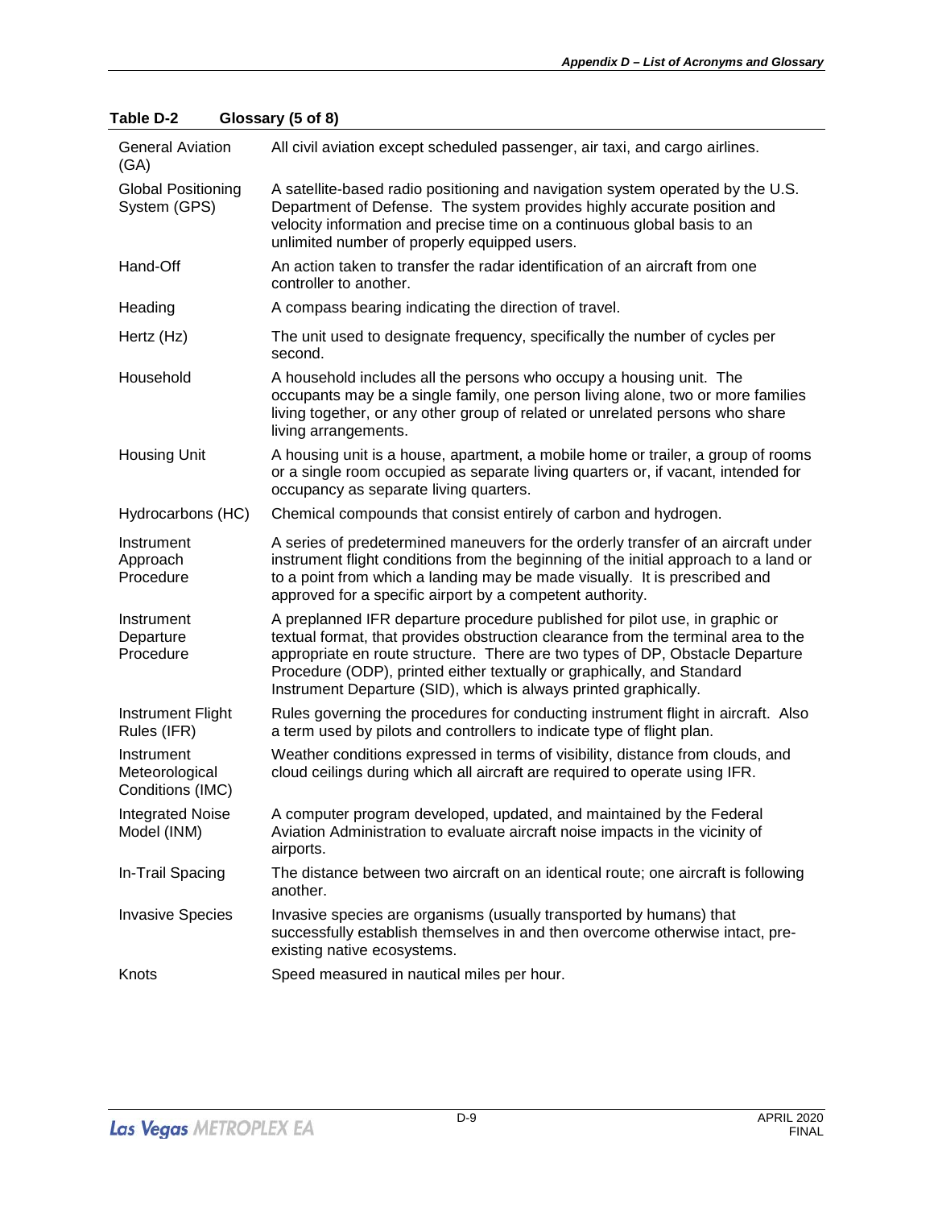**Table D-2 Glossary (5 of 8)**

| Term | Definition |
|---|---|
| General Aviation (GA) | All civil aviation except scheduled passenger, air taxi, and cargo airlines. |
| Global Positioning System (GPS) | A satellite-based radio positioning and navigation system operated by the U.S. Department of Defense. The system provides highly accurate position and velocity information and precise time on a continuous global basis to an unlimited number of properly equipped users. |
| Hand-Off | An action taken to transfer the radar identification of an aircraft from one controller to another. |
| Heading | A compass bearing indicating the direction of travel. |
| Hertz (Hz) | The unit used to designate frequency, specifically the number of cycles per second. |
| Household | A household includes all the persons who occupy a housing unit. The occupants may be a single family, one person living alone, two or more families living together, or any other group of related or unrelated persons who share living arrangements. |
| Housing Unit | A housing unit is a house, apartment, a mobile home or trailer, a group of rooms or a single room occupied as separate living quarters or, if vacant, intended for occupancy as separate living quarters. |
| Hydrocarbons (HC) | Chemical compounds that consist entirely of carbon and hydrogen. |
| Instrument Approach Procedure | A series of predetermined maneuvers for the orderly transfer of an aircraft under instrument flight conditions from the beginning of the initial approach to a land or to a point from which a landing may be made visually. It is prescribed and approved for a specific airport by a competent authority. |
| Instrument Departure Procedure | A preplanned IFR departure procedure published for pilot use, in graphic or textual format, that provides obstruction clearance from the terminal area to the appropriate en route structure. There are two types of DP, Obstacle Departure Procedure (ODP), printed either textually or graphically, and Standard Instrument Departure (SID), which is always printed graphically. |
| Instrument Flight Rules (IFR) | Rules governing the procedures for conducting instrument flight in aircraft. Also a term used by pilots and controllers to indicate type of flight plan. |
| Instrument Meteorological Conditions (IMC) | Weather conditions expressed in terms of visibility, distance from clouds, and cloud ceilings during which all aircraft are required to operate using IFR. |
| Integrated Noise Model (INM) | A computer program developed, updated, and maintained by the Federal Aviation Administration to evaluate aircraft noise impacts in the vicinity of airports. |
| In-Trail Spacing | The distance between two aircraft on an identical route; one aircraft is following another. |
| Invasive Species | Invasive species are organisms (usually transported by humans) that successfully establish themselves in and then overcome otherwise intact, pre-existing native ecosystems. |
| Knots | Speed measured in nautical miles per hour. |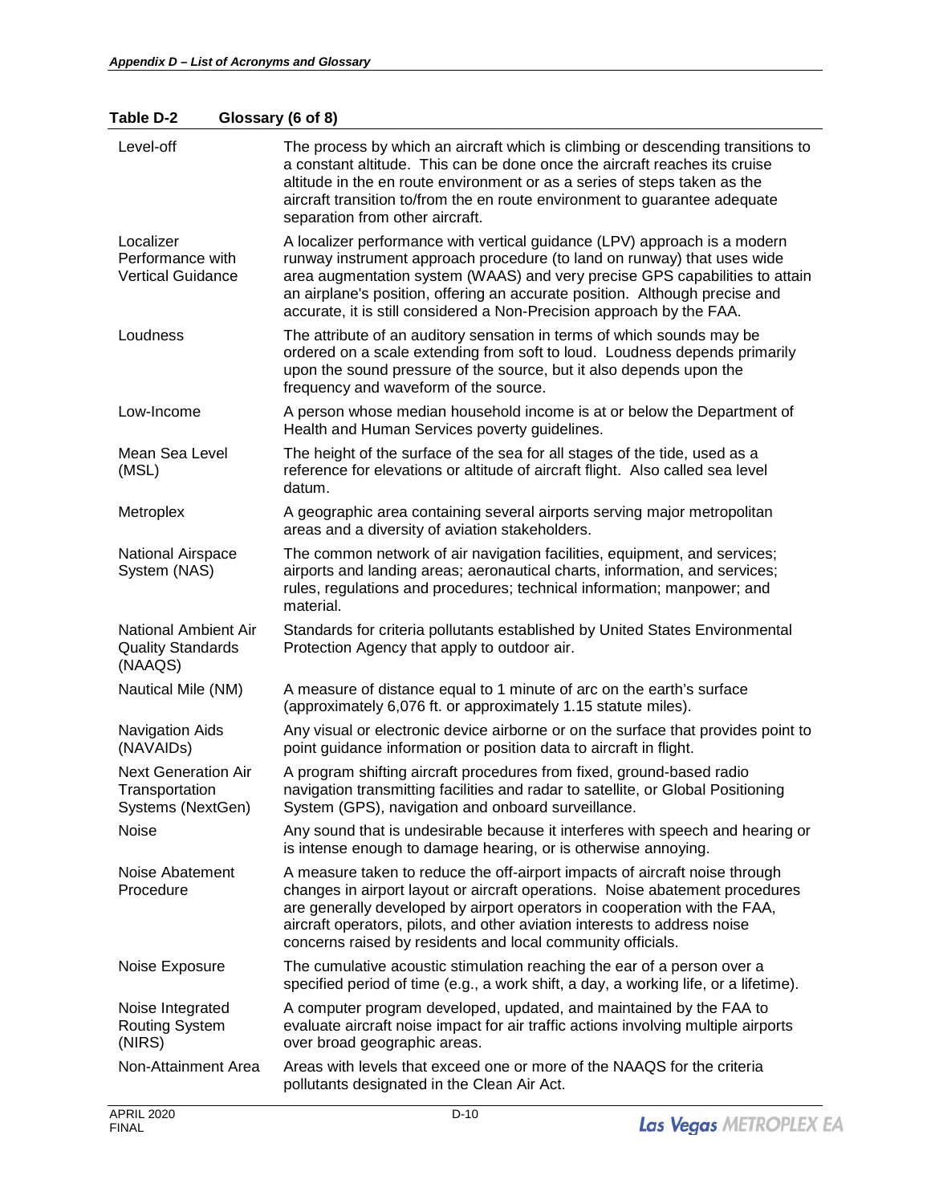**Table D-2 Glossary (6 of 8)**

| Term | Definition |
|---|---|
| Level-off | The process by which an aircraft which is climbing or descending transitions to a constant altitude. This can be done once the aircraft reaches its cruise altitude in the en route environment or as a series of steps taken as the aircraft transition to/from the en route environment to guarantee adequate separation from other aircraft. |
| Localizer Performance with Vertical Guidance | A localizer performance with vertical guidance (LPV) approach is a modern runway instrument approach procedure (to land on runway) that uses wide area augmentation system (WAAS) and very precise GPS capabilities to attain an airplane's position, offering an accurate position. Although precise and accurate, it is still considered a Non-Precision approach by the FAA. |
| Loudness | The attribute of an auditory sensation in terms of which sounds may be ordered on a scale extending from soft to loud. Loudness depends primarily upon the sound pressure of the source, but it also depends upon the frequency and waveform of the source. |
| Low-Income | A person whose median household income is at or below the Department of Health and Human Services poverty guidelines. |
| Mean Sea Level (MSL) | The height of the surface of the sea for all stages of the tide, used as a reference for elevations or altitude of aircraft flight. Also called sea level datum. |
| Metroplex | A geographic area containing several airports serving major metropolitan areas and a diversity of aviation stakeholders. |
| National Airspace System (NAS) | The common network of air navigation facilities, equipment, and services; airports and landing areas; aeronautical charts, information, and services; rules, regulations and procedures; technical information; manpower; and material. |
| National Ambient Air Quality Standards (NAAQS) | Standards for criteria pollutants established by United States Environmental Protection Agency that apply to outdoor air. |
| Nautical Mile (NM) | A measure of distance equal to 1 minute of arc on the earth's surface (approximately 6,076 ft. or approximately 1.15 statute miles). |
| Navigation Aids (NAVAIDs) | Any visual or electronic device airborne or on the surface that provides point to point guidance information or position data to aircraft in flight. |
| Next Generation Air Transportation Systems (NextGen) | A program shifting aircraft procedures from fixed, ground-based radio navigation transmitting facilities and radar to satellite, or Global Positioning System (GPS), navigation and onboard surveillance. |
| Noise | Any sound that is undesirable because it interferes with speech and hearing or is intense enough to damage hearing, or is otherwise annoying. |
| Noise Abatement Procedure | A measure taken to reduce the off-airport impacts of aircraft noise through changes in airport layout or aircraft operations. Noise abatement procedures are generally developed by airport operators in cooperation with the FAA, aircraft operators, pilots, and other aviation interests to address noise concerns raised by residents and local community officials. |
| Noise Exposure | The cumulative acoustic stimulation reaching the ear of a person over a specified period of time (e.g., a work shift, a day, a working life, or a lifetime). |
| Noise Integrated Routing System (NIRS) | A computer program developed, updated, and maintained by the FAA to evaluate aircraft noise impact for air traffic actions involving multiple airports over broad geographic areas. |
| Non-Attainment Area | Areas with levels that exceed one or more of the NAAQS for the criteria pollutants designated in the Clean Air Act. |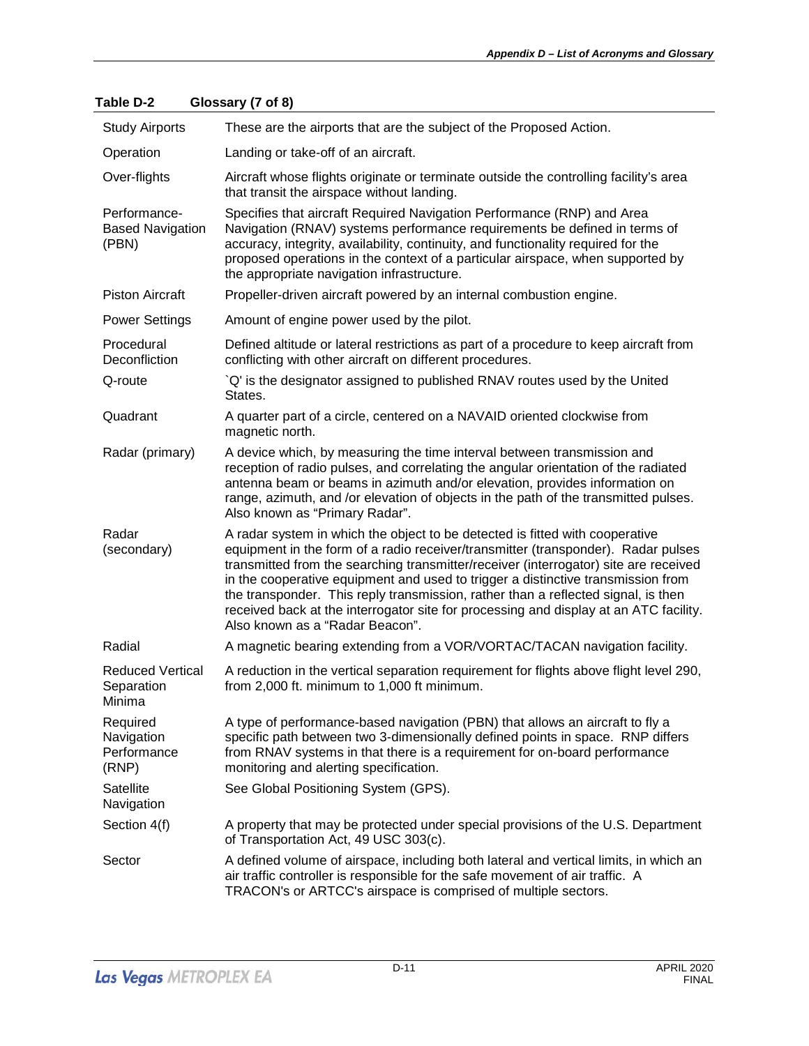**Table D-2 Glossary (7 of 8)**

| Term | Definition |
|---|---|
| Study Airports | These are the airports that are the subject of the Proposed Action. |
| Operation | Landing or take-off of an aircraft. |
| Over-flights | Aircraft whose flights originate or terminate outside the controlling facility's area that transit the airspace without landing. |
| Performance-Based Navigation (PBN) | Specifies that aircraft Required Navigation Performance (RNP) and Area Navigation (RNAV) systems performance requirements be defined in terms of accuracy, integrity, availability, continuity, and functionality required for the proposed operations in the context of a particular airspace, when supported by the appropriate navigation infrastructure. |
| Piston Aircraft | Propeller-driven aircraft powered by an internal combustion engine. |
| Power Settings | Amount of engine power used by the pilot. |
| Procedural Deconfliction | Defined altitude or lateral restrictions as part of a procedure to keep aircraft from conflicting with other aircraft on different procedures. |
| Q-route | `Q' is the designator assigned to published RNAV routes used by the United States. |
| Quadrant | A quarter part of a circle, centered on a NAVAID oriented clockwise from magnetic north. |
| Radar (primary) | A device which, by measuring the time interval between transmission and reception of radio pulses, and correlating the angular orientation of the radiated antenna beam or beams in azimuth and/or elevation, provides information on range, azimuth, and /or elevation of objects in the path of the transmitted pulses. Also known as "Primary Radar". |
| Radar (secondary) | A radar system in which the object to be detected is fitted with cooperative equipment in the form of a radio receiver/transmitter (transponder). Radar pulses transmitted from the searching transmitter/receiver (interrogator) site are received in the cooperative equipment and used to trigger a distinctive transmission from the transponder. This reply transmission, rather than a reflected signal, is then received back at the interrogator site for processing and display at an ATC facility. Also known as a "Radar Beacon". |
| Radial | A magnetic bearing extending from a VOR/VORTAC/TACAN navigation facility. |
| Reduced Vertical Separation Minima | A reduction in the vertical separation requirement for flights above flight level 290, from 2,000 ft. minimum to 1,000 ft minimum. |
| Required Navigation Performance (RNP) | A type of performance-based navigation (PBN) that allows an aircraft to fly a specific path between two 3-dimensionally defined points in space. RNP differs from RNAV systems in that there is a requirement for on-board performance monitoring and alerting specification. |
| Satellite Navigation | See Global Positioning System (GPS). |
| Section 4(f) | A property that may be protected under special provisions of the U.S. Department of Transportation Act, 49 USC 303(c). |
| Sector | A defined volume of airspace, including both lateral and vertical limits, in which an air traffic controller is responsible for the safe movement of air traffic. A TRACON's or ARTCC's airspace is comprised of multiple sectors. |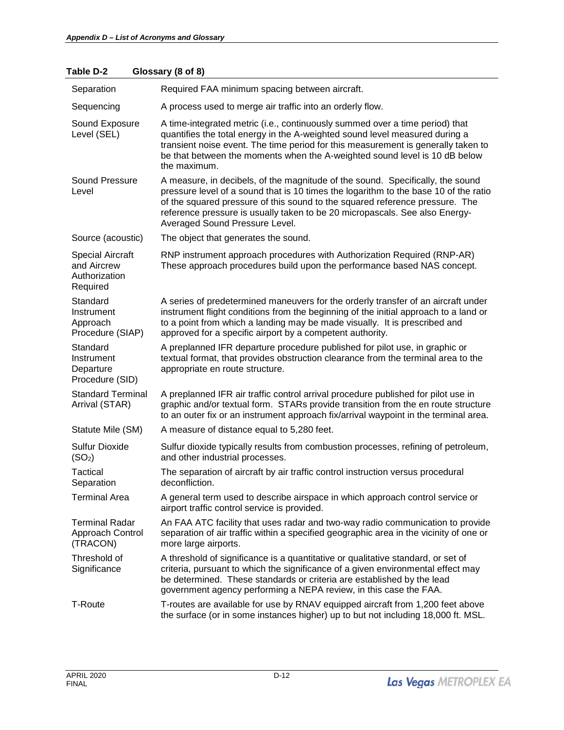**Table D-2 Glossary (8 of 8)**

| | |
|---|---|
| Separation | Required FAA minimum spacing between aircraft. |
| Sequencing | A process used to merge air traffic into an orderly flow. |
| Sound Exposure Level (SEL) | A time-integrated metric (i.e., continuously summed over a time period) that quantifies the total energy in the A-weighted sound level measured during a transient noise event. The time period for this measurement is generally taken to be that between the moments when the A-weighted sound level is 10 dB below the maximum. |
| Sound Pressure Level | A measure, in decibels, of the magnitude of the sound. Specifically, the sound pressure level of a sound that is 10 times the logarithm to the base 10 of the ratio of the squared pressure of this sound to the squared reference pressure. The reference pressure is usually taken to be 20 micropascals. See also Energy-Averaged Sound Pressure Level. |
| Source (acoustic) | The object that generates the sound. |
| Special Aircraft and Aircrew Authorization Required | RNP instrument approach procedures with Authorization Required (RNP-AR) These approach procedures build upon the performance based NAS concept. |
| Standard Instrument Approach Procedure (SIAP) | A series of predetermined maneuvers for the orderly transfer of an aircraft under instrument flight conditions from the beginning of the initial approach to a land or to a point from which a landing may be made visually. It is prescribed and approved for a specific airport by a competent authority. |
| Standard Instrument Departure Procedure (SID) | A preplanned IFR departure procedure published for pilot use, in graphic or textual format, that provides obstruction clearance from the terminal area to the appropriate en route structure. |
| Standard Terminal Arrival (STAR) | A preplanned IFR air traffic control arrival procedure published for pilot use in graphic and/or textual form. STARs provide transition from the en route structure to an outer fix or an instrument approach fix/arrival waypoint in the terminal area. |
| Statute Mile (SM) | A measure of distance equal to 5,280 feet. |
| Sulfur Dioxide ($SO_2$) | Sulfur dioxide typically results from combustion processes, refining of petroleum, and other industrial processes. |
| Tactical Separation | The separation of aircraft by air traffic control instruction versus procedural deconfliction. |
| Terminal Area | A general term used to describe airspace in which approach control service or airport traffic control service is provided. |
| Terminal Radar Approach Control (TRACON) | An FAA ATC facility that uses radar and two-way radio communication to provide separation of air traffic within a specified geographic area in the vicinity of one or more large airports. |
| Threshold of Significance | A threshold of significance is a quantitative or qualitative standard, or set of criteria, pursuant to which the significance of a given environmental effect may be determined. These standards or criteria are established by the lead government agency performing a NEPA review, in this case the FAA. |
| T-Route | T-routes are available for use by RNAV equipped aircraft from 1,200 feet above the surface (or in some instances higher) up to but not including 18,000 ft. MSL. |